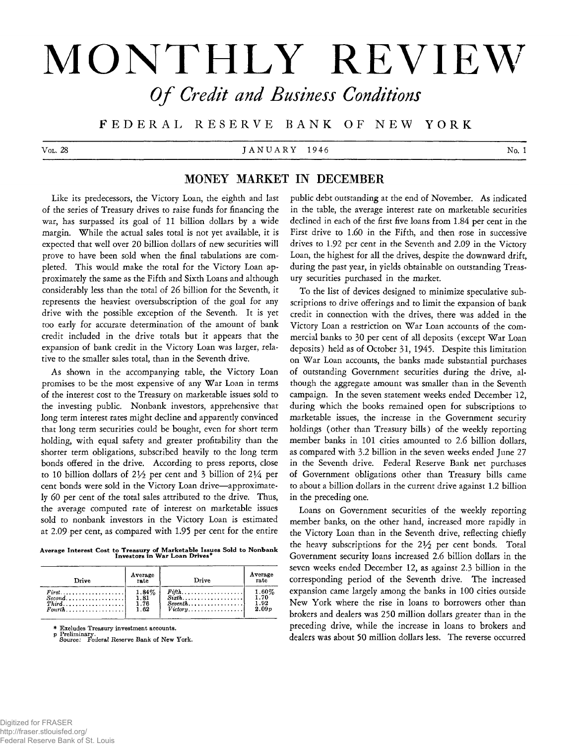# MONTHLY REVIEW

## *Of Credit and Business Conditions*

### FEDERAL RESERVE BANK OF NEW YORK

Vol. 28 — JANUARY 1946 — No. 1

## MONEY MARKET IN DECEMBER

Like its predecessors, the Victory Loan, the eighth and last of the series of Treasury drives to raise funds for financing the war, has surpassed its goal of 11 billion dollars by a wide margin. While the actual sales total is not yet available, it is expected that well over 20 billion dollars of new securities will prove to have been sold when the final tabulations are completed. This would make the total for the Victory Loan approximately the same as the Fifth and Sixth Loans and although considerably less than the total of 26 billion for the Seventh, it represents the heaviest oversubscription of the goal for any drive with the possible exception of the Seventh. It is yet too early for accurate determination of the amount of bank credit included in the drive totals but it appears that the expansion of bank credit in the Victory Loan was larger, relative to the smaller sales total, than in the Seventh drive.

As shown in the accompanying table, the Victory Loan promises to be the most expensive of any War Loan in terms of the interest cost to the Treasury on marketable issues sold to the investing public. Nonbank investors, apprehensive that long term interest rates might decline and apparently convinced that long term securities could be bought, even for short term holding, with equal safety and greater profitability than the shorter term obligations, subscribed heavily to the long term bonds offered in the drive. According to press reports, close to 10 billion dollars of 2½ per cent and 3 billion of 2¼ per cent bonds were sold in the Victory Loan drive—approximately 60 per cent of the total sales attributed to the drive. Thus, the average computed rate of interest on marketable issues sold to nonbank investors in the Victory Loan is estimated at 2.09 per cent, as compared with 1.95 per cent for the entire public debt outstanding at the end of November. As indicated in the table, the average interest rate on marketable securities declined in each of the first five loans from 1.84 per cent in the First drive to 1.60 in the Fifth, and then rose in successive drives to 1.92 per cent in the Seventh and 2.09 in the Victory Loan, the highest for all the drives, despite the downward drift, during the past year, in yields obtainable on outstanding Treasury securities purchased in the market.

**Average Interest Cost to Treasury of Marketable Issues Sold to Nonbank Investors in War Loan Drives***

| Drive | Average rate | Drive | Average rate |
|---|---|---|---|
| *First* | 1.84% | *Fifth* | 1.60% |
| *Second* | 1.81 | *Sixth* | 1.70 |
| *Third* | 1.76 | *Seventh* | 1.92 |
| *Fourth* | 1.62 | *Victory* | 2.09*p* |

\* Excludes Treasury investment accounts.
*p* Preliminary.
Source: Federal Reserve Bank of New York.

To the list of devices designed to minimize speculative subscriptions to drive offerings and to limit the expansion of bank credit in connection with the drives, there was added in the Victory Loan a restriction on War Loan accounts of the commercial banks to 30 per cent of all deposits (except War Loan deposits) held as of October 31, 1945. Despite this limitation on War Loan accounts, the banks made substantial purchases of outstanding Government securities during the drive, although the aggregate amount was smaller than in the Seventh campaign. In the seven statement weeks ended December 12, during which the books remained open for subscriptions to marketable issues, the increase in the Government security holdings (other than Treasury bills) of the weekly reporting member banks in 101 cities amounted to 2.6 billion dollars, as compared with 3.2 billion in the seven weeks ended June 27 in the Seventh drive. Federal Reserve Bank net purchases of Government obligations other than Treasury bills came to about a billion dollars in the current drive against 1.2 billion in the preceding one.

Loans on Government securities of the weekly reporting member banks, on the other hand, increased more rapidly in the Victory Loan than in the Seventh drive, reflecting chiefly the heavy subscriptions for the 2½ per cent bonds. Total Government security loans increased 2.6 billion dollars in the seven weeks ended December 12, as against 2.3 billion in the corresponding period of the Seventh drive. The increased expansion came largely among the banks in 100 cities outside New York where the rise in loans to borrowers other than brokers and dealers was 250 million dollars greater than in the preceding drive, while the increase in loans to brokers and dealers was about 50 million dollars less. The reverse occurred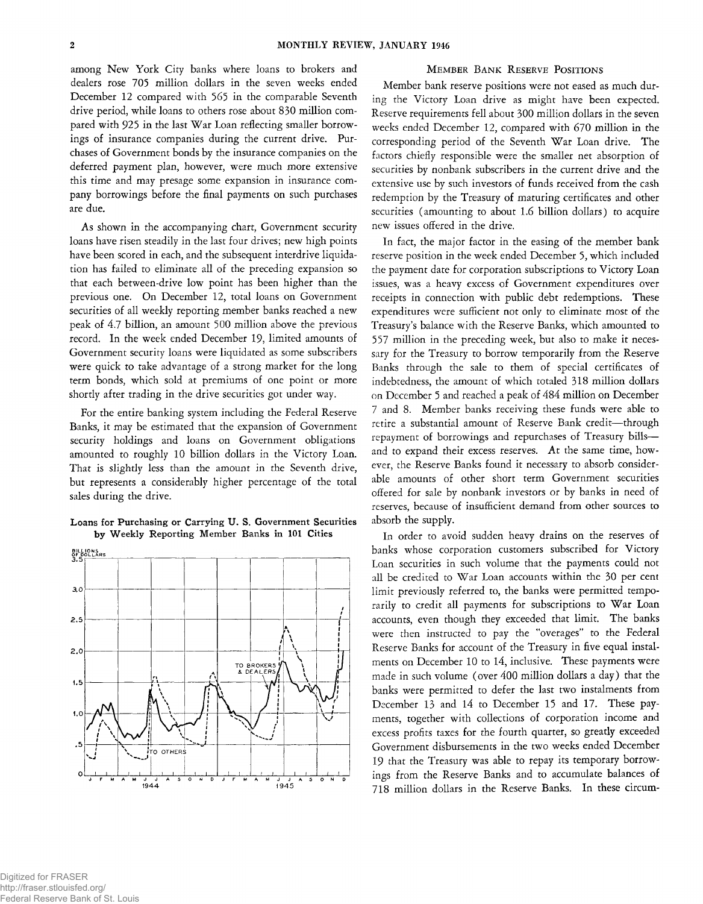among New York City banks where loans to brokers and dealers rose 705 million dollars in the seven weeks ended December 12 compared with 565 in the comparable Seventh drive period, while loans to others rose about 830 million compared with 925 in the last War Loan reflecting smaller borrowings of insurance companies during the current drive. Purchases of Government bonds by the insurance companies on the deferred payment plan, however, were much more extensive this time and may presage some expansion in insurance company borrowings before the final payments on such purchases are due.

As shown in the accompanying chart, Government security loans have risen steadily in the last four drives; new high points have been scored in each, and the subsequent interdrive liquidation has failed to eliminate all of the preceding expansion so that each between-drive low point has been higher than the previous one. On December 12, total loans on Government securities of all weekly reporting member banks reached a new peak of 4.7 billion, an amount 500 million above the previous record. In the week ended December 19, limited amounts of Government security loans were liquidated as some subscribers were quick to take advantage of a strong market for the long term bonds, which sold at premiums of one point or more shortly after trading in the drive securities got under way.

For the entire banking system including the Federal Reserve Banks, it may be estimated that the expansion of Government security holdings and loans on Government obligations amounted to roughly 10 billion dollars in the Victory Loan. That is slightly less than the amount in the Seventh drive, but represents a considerably higher percentage of the total sales during the drive.

**Loans for Purchasing or Carrying U. S. Government Securities by Weekly Reporting Member Banks in 101 Cities**

### Member Bank Reserve Positions

Member bank reserve positions were not eased as much during the Victory Loan drive as might have been expected. Reserve requirements fell about 300 million dollars in the seven weeks ended December 12, compared with 670 million in the corresponding period of the Seventh War Loan drive. The factors chiefly responsible were the smaller net absorption of securities by nonbank subscribers in the current drive and the extensive use by such investors of funds received from the cash redemption by the Treasury of maturing certificates and other securities (amounting to about 1.6 billion dollars) to acquire new issues offered in the drive.

In fact, the major factor in the easing of the member bank reserve position in the week ended December 5, which included the payment date for corporation subscriptions to Victory Loan issues, was a heavy excess of Government expenditures over receipts in connection with public debt redemptions. These expenditures were sufficient not only to eliminate most of the Treasury's balance with the Reserve Banks, which amounted to 557 million in the preceding week, but also to make it necessary for the Treasury to borrow temporarily from the Reserve Banks through the sale to them of special certificates of indebtedness, the amount of which totaled 318 million dollars on December 5 and reached a peak of 484 million on December 7 and 8. Member banks receiving these funds were able to retire a substantial amount of Reserve Bank credit—through repayment of borrowings and repurchases of Treasury bills—and to expand their excess reserves. At the same time, however, the Reserve Banks found it necessary to absorb considerable amounts of other short term Government securities offered for sale by nonbank investors or by banks in need of reserves, because of insufficient demand from other sources to absorb the supply.

In order to avoid sudden heavy drains on the reserves of banks whose corporation customers subscribed for Victory Loan securities in such volume that the payments could not all be credited to War Loan accounts within the 30 per cent limit previously referred to, the banks were permitted temporarily to credit all payments for subscriptions to War Loan accounts, even though they exceeded that limit. The banks were then instructed to pay the "overages" to the Federal Reserve Banks for account of the Treasury in five equal instalments on December 10 to 14, inclusive. These payments were made in such volume (over 400 million dollars a day) that the banks were permitted to defer the last two instalments from December 13 and 14 to December 15 and 17. These payments, together with collections of corporation income and excess profits taxes for the fourth quarter, so greatly exceeded Government disbursements in the two weeks ended December 19 that the Treasury was able to repay its temporary borrowings from the Reserve Banks and to accumulate balances of 718 million dollars in the Reserve Banks. In these circum-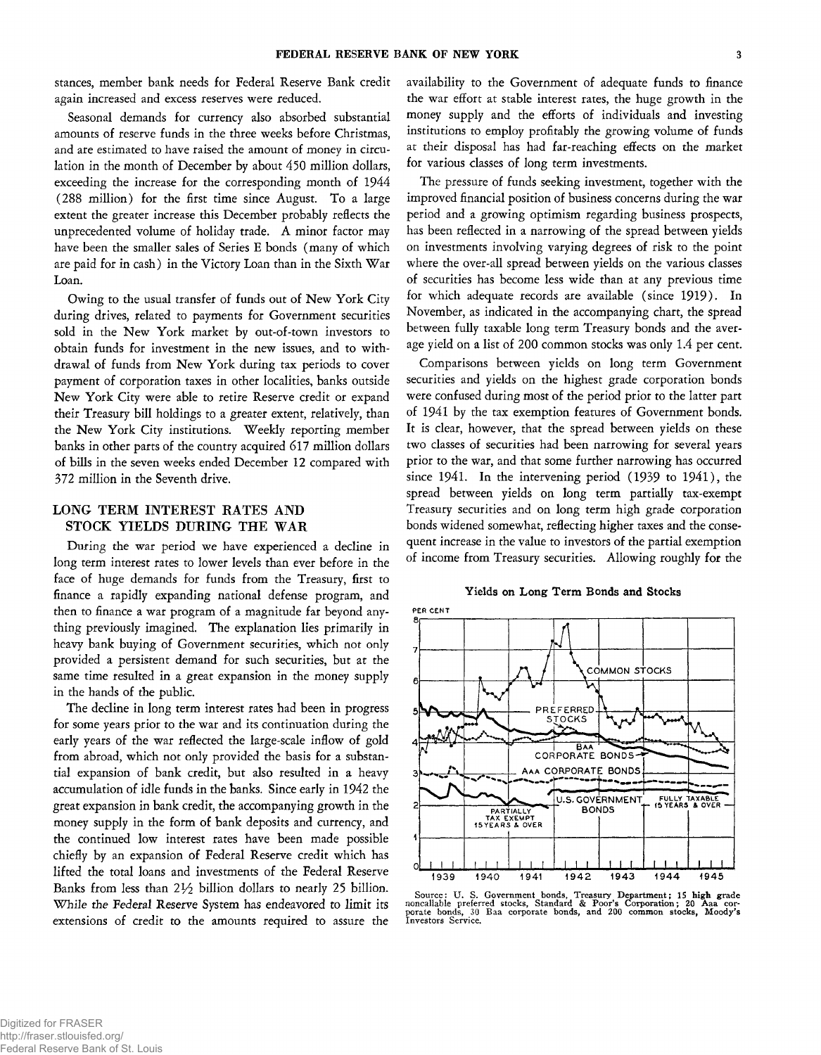stances, member bank needs for Federal Reserve Bank credit again increased and excess reserves were reduced.

Seasonal demands for currency also absorbed substantial amounts of reserve funds in the three weeks before Christmas, and are estimated to have raised the amount of money in circulation in the month of December by about 450 million dollars, exceeding the increase for the corresponding month of 1944 (288 million) for the first time since August. To a large extent the greater increase this December probably reflects the unprecedented volume of holiday trade. A minor factor may have been the smaller sales of Series E bonds (many of which are paid for in cash) in the Victory Loan than in the Sixth War Loan.

Owing to the usual transfer of funds out of New York City during drives, related to payments for Government securities sold in the New York market by out-of-town investors to obtain funds for investment in the new issues, and to withdrawal of funds from New York during tax periods to cover payment of corporation taxes in other localities, banks outside New York City were able to retire Reserve credit or expand their Treasury bill holdings to a greater extent, relatively, than the New York City institutions. Weekly reporting member banks in other parts of the country acquired 617 million dollars of bills in the seven weeks ended December 12 compared with 372 million in the Seventh drive.

## LONG TERM INTEREST RATES AND STOCK YIELDS DURING THE WAR

During the war period we have experienced a decline in long term interest rates to lower levels than ever before in the face of huge demands for funds from the Treasury, first to finance a rapidly expanding national defense program, and then to finance a war program of a magnitude far beyond anything previously imagined. The explanation lies primarily in heavy bank buying of Government securities, which not only provided a persistent demand for such securities, but at the same time resulted in a great expansion in the money supply in the hands of the public.

The decline in long term interest rates had been in progress for some years prior to the war and its continuation during the early years of the war reflected the large-scale inflow of gold from abroad, which not only provided the basis for a substantial expansion of bank credit, but also resulted in a heavy accumulation of idle funds in the banks. Since early in 1942 the great expansion in bank credit, the accompanying growth in the money supply in the form of bank deposits and currency, and the continued low interest rates have been made possible chiefly by an expansion of Federal Reserve credit which has lifted the total loans and investments of the Federal Reserve Banks from less than 2½ billion dollars to nearly 25 billion. While the Federal Reserve System has endeavored to limit its extensions of credit to the amounts required to assure the availability to the Government of adequate funds to finance the war effort at stable interest rates, the huge growth in the money supply and the efforts of individuals and investing institutions to employ profitably the growing volume of funds at their disposal has had far-reaching effects on the market for various classes of long term investments.

The pressure of funds seeking investment, together with the improved financial position of business concerns during the war period and a growing optimism regarding business prospects, has been reflected in a narrowing of the spread between yields on investments involving varying degrees of risk to the point where the over-all spread between yields on the various classes of securities has become less wide than at any previous time for which adequate records are available (since 1919). In November, as indicated in the accompanying chart, the spread between fully taxable long term Treasury bonds and the average yield on a list of 200 common stocks was only 1.4 per cent.

Comparisons between yields on long term Government securities and yields on the highest grade corporation bonds were confused during most of the period prior to the latter part of 1941 by the tax exemption features of Government bonds. It is clear, however, that the spread between yields on these two classes of securities had been narrowing for several years prior to the war, and that some further narrowing has occurred since 1941. In the intervening period (1939 to 1941), the spread between yields on long term partially tax-exempt Treasury securities and on long term high grade corporation bonds widened somewhat, reflecting higher taxes and the consequent increase in the value to investors of the partial exemption of income from Treasury securities. Allowing roughly for the

**Yields on Long Term Bonds and Stocks**

Source: U. S. Government bonds, Treasury Department; 15 high grade noncallable preferred stocks, Standard & Poor's Corporation; 20 Aaa corporate bonds, 30 Baa corporate bonds, and 200 common stocks, Moody's Investors Service.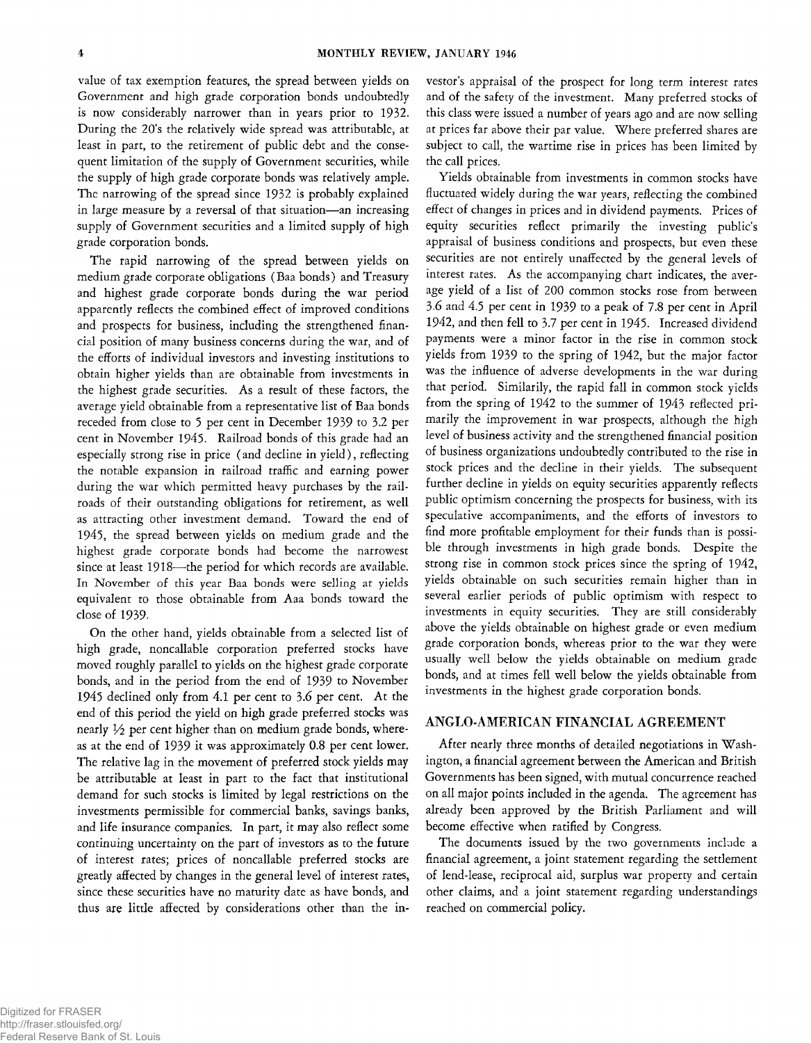value of tax exemption features, the spread between yields on Government and high grade corporation bonds undoubtedly is now considerably narrower than in years prior to 1932. During the 20's the relatively wide spread was attributable, at least in part, to the retirement of public debt and the consequent limitation of the supply of Government securities, while the supply of high grade corporate bonds was relatively ample. The narrowing of the spread since 1932 is probably explained in large measure by a reversal of that situation—an increasing supply of Government securities and a limited supply of high grade corporation bonds.

The rapid narrowing of the spread between yields on medium grade corporate obligations (Baa bonds) and Treasury and highest grade corporate bonds during the war period apparently reflects the combined effect of improved conditions and prospects for business, including the strengthened financial position of many business concerns during the war, and of the efforts of individual investors and investing institutions to obtain higher yields than are obtainable from investments in the highest grade securities. As a result of these factors, the average yield obtainable from a representative list of Baa bonds receded from close to 5 per cent in December 1939 to 3.2 per cent in November 1945. Railroad bonds of this grade had an especially strong rise in price (and decline in yield), reflecting the notable expansion in railroad traffic and earning power during the war which permitted heavy purchases by the railroads of their outstanding obligations for retirement, as well as attracting other investment demand. Toward the end of 1945, the spread between yields on medium grade and the highest grade corporate bonds had become the narrowest since at least 1918—the period for which records are available. In November of this year Baa bonds were selling at yields equivalent to those obtainable from Aaa bonds toward the close of 1939.

On the other hand, yields obtainable from a selected list of high grade, noncallable corporation preferred stocks have moved roughly parallel to yields on the highest grade corporate bonds, and in the period from the end of 1939 to November 1945 declined only from 4.1 per cent to 3.6 per cent. At the end of this period the yield on high grade preferred stocks was nearly ½ per cent higher than on medium grade bonds, whereas at the end of 1939 it was approximately 0.8 per cent lower. The relative lag in the movement of preferred stock yields may be attributable at least in part to the fact that institutional demand for such stocks is limited by legal restrictions on the investments permissible for commercial banks, savings banks, and life insurance companies. In part, it may also reflect some continuing uncertainty on the part of investors as to the future of interest rates; prices of noncallable preferred stocks are greatly affected by changes in the general level of interest rates, since these securities have no maturity date as have bonds, and thus are little affected by considerations other than the investor's appraisal of the prospect for long term interest rates and of the safety of the investment. Many preferred stocks of this class were issued a number of years ago and are now selling at prices far above their par value. Where preferred shares are subject to call, the wartime rise in prices has been limited by the call prices.

Yields obtainable from investments in common stocks have fluctuated widely during the war years, reflecting the combined effect of changes in prices and in dividend payments. Prices of equity securities reflect primarily the investing public's appraisal of business conditions and prospects, but even these securities are not entirely unaffected by the general levels of interest rates. As the accompanying chart indicates, the average yield of a list of 200 common stocks rose from between 3.6 and 4.5 per cent in 1939 to a peak of 7.8 per cent in April 1942, and then fell to 3.7 per cent in 1945. Increased dividend payments were a minor factor in the rise in common stock yields from 1939 to the spring of 1942, but the major factor was the influence of adverse developments in the war during that period. Similarily, the rapid fall in common stock yields from the spring of 1942 to the summer of 1943 reflected primarily the improvement in war prospects, although the high level of business activity and the strengthened financial position of business organizations undoubtedly contributed to the rise in stock prices and the decline in their yields. The subsequent further decline in yields on equity securities apparently reflects public optimism concerning the prospects for business, with its speculative accompaniments, and the efforts of investors to find more profitable employment for their funds than is possible through investments in high grade bonds. Despite the strong rise in common stock prices since the spring of 1942, yields obtainable on such securities remain higher than in several earlier periods of public optimism with respect to investments in equity securities. They are still considerably above the yields obtainable on highest grade or even medium grade corporation bonds, whereas prior to the war they were usually well below the yields obtainable on medium grade bonds, and at times fell well below the yields obtainable from investments in the highest grade corporation bonds.

## ANGLO-AMERICAN FINANCIAL AGREEMENT

After nearly three months of detailed negotiations in Washington, a financial agreement between the American and British Governments has been signed, with mutual concurrence reached on all major points included in the agenda. The agreement has already been approved by the British Parliament and will become effective when ratified by Congress.

The documents issued by the two governments include a financial agreement, a joint statement regarding the settlement of lend-lease, reciprocal aid, surplus war property and certain other claims, and a joint statement regarding understandings reached on commercial policy.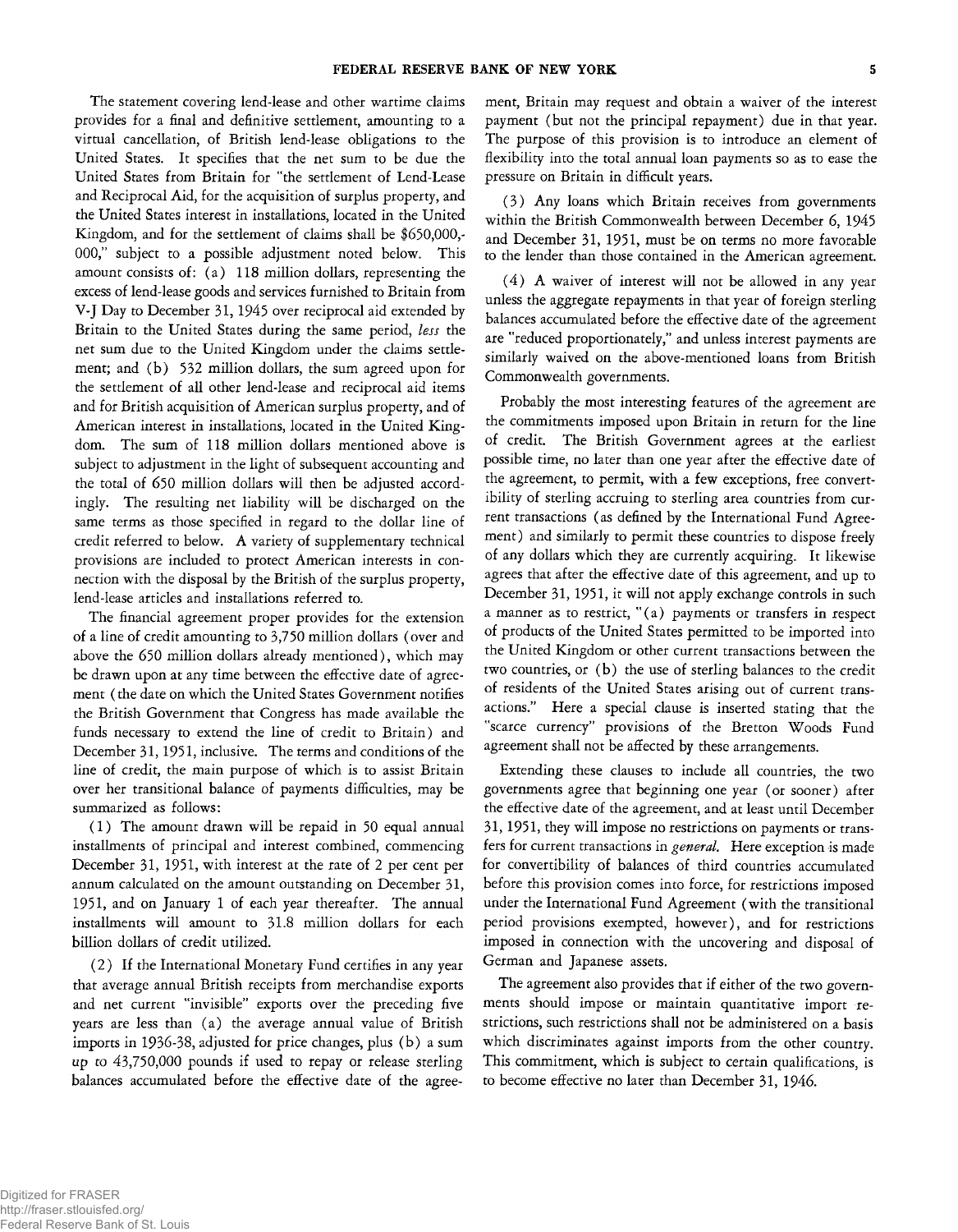The statement covering lend-lease and other wartime claims provides for a final and definitive settlement, amounting to a virtual cancellation, of British lend-lease obligations to the United States. It specifies that the net sum to be due the United States from Britain for "the settlement of Lend-Lease and Reciprocal Aid, for the acquisition of surplus property, and the United States interest in installations, located in the United Kingdom, and for the settlement of claims shall be $650,000,000," subject to a possible adjustment noted below. This amount consists of: (a) 118 million dollars, representing the excess of lend-lease goods and services furnished to Britain from V-J Day to December 31, 1945 over reciprocal aid extended by Britain to the United States during the same period, *less* the net sum due to the United Kingdom under the claims settlement; and (b) 532 million dollars, the sum agreed upon for the settlement of all other lend-lease and reciprocal aid items and for British acquisition of American surplus property, and of American interest in installations, located in the United Kingdom. The sum of 118 million dollars mentioned above is subject to adjustment in the light of subsequent accounting and the total of 650 million dollars will then be adjusted accordingly. The resulting net liability will be discharged on the same terms as those specified in regard to the dollar line of credit referred to below. A variety of supplementary technical provisions are included to protect American interests in connection with the disposal by the British of the surplus property, lend-lease articles and installations referred to.

The financial agreement proper provides for the extension of a line of credit amounting to 3,750 million dollars (over and above the 650 million dollars already mentioned), which may be drawn upon at any time between the effective date of agreement (the date on which the United States Government notifies the British Government that Congress has made available the funds necessary to extend the line of credit to Britain) and December 31, 1951, inclusive. The terms and conditions of the line of credit, the main purpose of which is to assist Britain over her transitional balance of payments difficulties, may be summarized as follows:

(1) The amount drawn will be repaid in 50 equal annual installments of principal and interest combined, commencing December 31, 1951, with interest at the rate of 2 per cent per annum calculated on the amount outstanding on December 31, 1951, and on January 1 of each year thereafter. The annual installments will amount to 31.8 million dollars for each billion dollars of credit utilized.

(2) If the International Monetary Fund certifies in any year that average annual British receipts from merchandise exports and net current "invisible" exports over the preceding five years are less than (a) the average annual value of British imports in 1936-38, adjusted for price changes, plus (b) a sum up to 43,750,000 pounds if used to repay or release sterling balances accumulated before the effective date of the agreement, Britain may request and obtain a waiver of the interest payment (but not the principal repayment) due in that year. The purpose of this provision is to introduce an element of flexibility into the total annual loan payments so as to ease the pressure on Britain in difficult years.

(3) Any loans which Britain receives from governments within the British Commonwealth between December 6, 1945 and December 31, 1951, must be on terms no more favorable to the lender than those contained in the American agreement.

(4) A waiver of interest will not be allowed in any year unless the aggregate repayments in that year of foreign sterling balances accumulated before the effective date of the agreement are "reduced proportionately," and unless interest payments are similarly waived on the above-mentioned loans from British Commonwealth governments.

Probably the most interesting features of the agreement are the commitments imposed upon Britain in return for the line of credit. The British Government agrees at the earliest possible time, no later than one year after the effective date of the agreement, to permit, with a few exceptions, free convertibility of sterling accruing to sterling area countries from current transactions (as defined by the International Fund Agreement) and similarly to permit these countries to dispose freely of any dollars which they are currently acquiring. It likewise agrees that after the effective date of this agreement, and up to December 31, 1951, it will not apply exchange controls in such a manner as to restrict, "(a) payments or transfers in respect of products of the United States permitted to be imported into the United Kingdom or other current transactions between the two countries, or (b) the use of sterling balances to the credit of residents of the United States arising out of current transactions." Here a special clause is inserted stating that the "scarce currency" provisions of the Bretton Woods Fund agreement shall not be affected by these arrangements.

Extending these clauses to include all countries, the two governments agree that beginning one year (or sooner) after the effective date of the agreement, and at least until December 31, 1951, they will impose no restrictions on payments or transfers for current transactions in *general*. Here exception is made for convertibility of balances of third countries accumulated before this provision comes into force, for restrictions imposed under the International Fund Agreement (with the transitional period provisions exempted, however), and for restrictions imposed in connection with the uncovering and disposal of German and Japanese assets.

The agreement also provides that if either of the two governments should impose or maintain quantitative import restrictions, such restrictions shall not be administered on a basis which discriminates against imports from the other country. This commitment, which is subject to certain qualifications, is to become effective no later than December 31, 1946.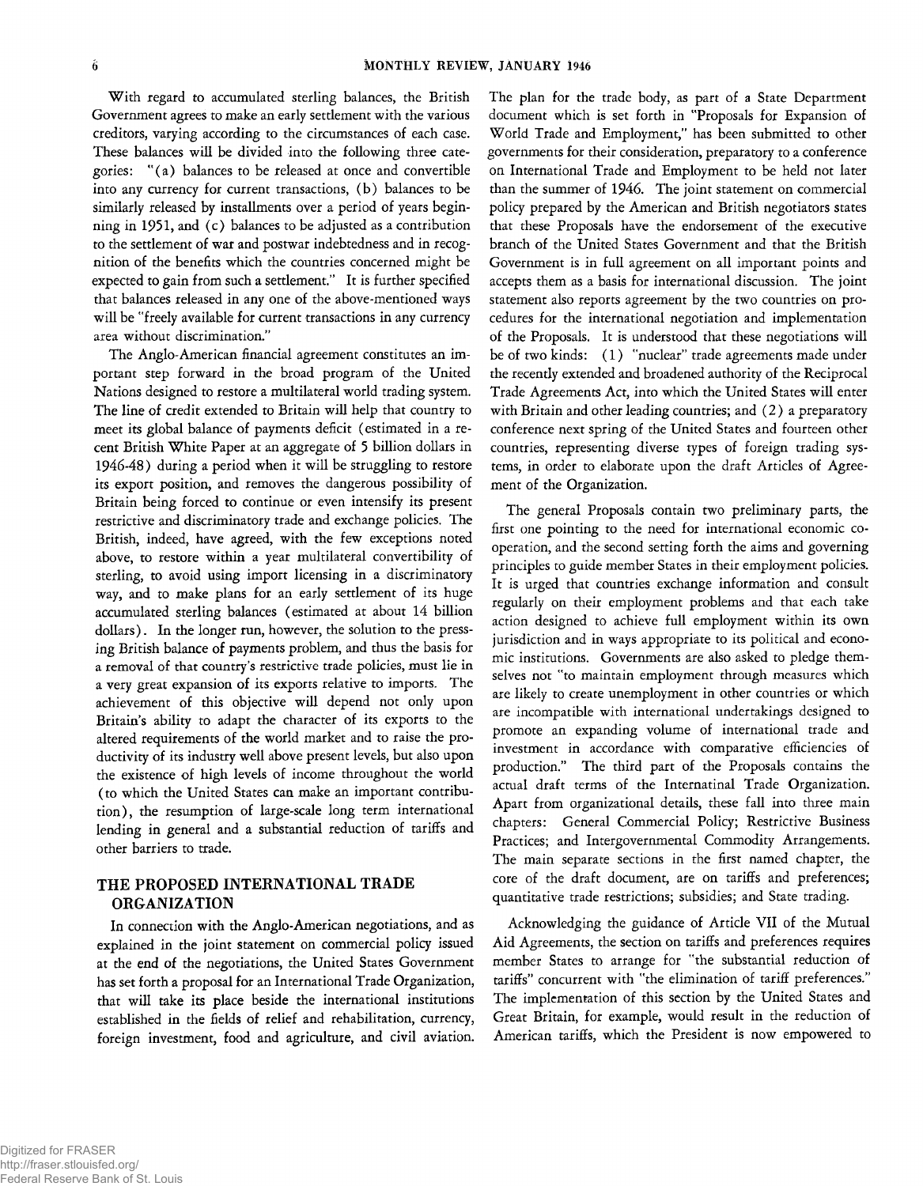With regard to accumulated sterling balances, the British Government agrees to make an early settlement with the various creditors, varying according to the circumstances of each case. These balances will be divided into the following three categories: "(a) balances to be released at once and convertible into any currency for current transactions, (b) balances to be similarly released by installments over a period of years beginning in 1951, and (c) balances to be adjusted as a contribution to the settlement of war and postwar indebtedness and in recognition of the benefits which the countries concerned might be expected to gain from such a settlement." It is further specified that balances released in any one of the above-mentioned ways will be "freely available for current transactions in any currency area without discrimination."

The Anglo-American financial agreement constitutes an important step forward in the broad program of the United Nations designed to restore a multilateral world trading system. The line of credit extended to Britain will help that country to meet its global balance of payments deficit (estimated in a recent British White Paper at an aggregate of 5 billion dollars in 1946-48) during a period when it will be struggling to restore its export position, and removes the dangerous possibility of Britain being forced to continue or even intensify its present restrictive and discriminatory trade and exchange policies. The British, indeed, have agreed, with the few exceptions noted above, to restore within a year multilateral convertibility of sterling, to avoid using import licensing in a discriminatory way, and to make plans for an early settlement of its huge accumulated sterling balances (estimated at about 14 billion dollars). In the longer run, however, the solution to the pressing British balance of payments problem, and thus the basis for a removal of that country's restrictive trade policies, must lie in a very great expansion of its exports relative to imports. The achievement of this objective will depend not only upon Britain's ability to adapt the character of its exports to the altered requirements of the world market and to raise the productivity of its industry well above present levels, but also upon the existence of high levels of income throughout the world (to which the United States can make an important contribution), the resumption of large-scale long term international lending in general and a substantial reduction of tariffs and other barriers to trade.

## THE PROPOSED INTERNATIONAL TRADE ORGANIZATION

In connection with the Anglo-American negotiations, and as explained in the joint statement on commercial policy issued at the end of the negotiations, the United States Government has set forth a proposal for an International Trade Organization, that will take its place beside the international institutions established in the fields of relief and rehabilitation, currency, foreign investment, food and agriculture, and civil aviation. The plan for the trade body, as part of a State Department document which is set forth in "Proposals for Expansion of World Trade and Employment," has been submitted to other governments for their consideration, preparatory to a conference on International Trade and Employment to be held not later than the summer of 1946. The joint statement on commercial policy prepared by the American and British negotiators states that these Proposals have the endorsement of the executive branch of the United States Government and that the British Government is in full agreement on all important points and accepts them as a basis for international discussion. The joint statement also reports agreement by the two countries on procedures for the international negotiation and implementation of the Proposals. It is understood that these negotiations will be of two kinds: (1) "nuclear" trade agreements made under the recently extended and broadened authority of the Reciprocal Trade Agreements Act, into which the United States will enter with Britain and other leading countries; and (2) a preparatory conference next spring of the United States and fourteen other countries, representing diverse types of foreign trading systems, in order to elaborate upon the draft Articles of Agreement of the Organization.

The general Proposals contain two preliminary parts, the first one pointing to the need for international economic cooperation, and the second setting forth the aims and governing principles to guide member States in their employment policies. It is urged that countries exchange information and consult regularly on their employment problems and that each take action designed to achieve full employment within its own jurisdiction and in ways appropriate to its political and economic institutions. Governments are also asked to pledge themselves not "to maintain employment through measures which are likely to create unemployment in other countries or which are incompatible with international undertakings designed to promote an expanding volume of international trade and investment in accordance with comparative efficiencies of production." The third part of the Proposals contains the actual draft terms of the Internatinal Trade Organization. Apart from organizational details, these fall into three main chapters: General Commercial Policy; Restrictive Business Practices; and Intergovernmental Commodity Arrangements. The main separate sections in the first named chapter, the core of the draft document, are on tariffs and preferences; quantitative trade restrictions; subsidies; and State trading.

Acknowledging the guidance of Article VII of the Mutual Aid Agreements, the section on tariffs and preferences requires member States to arrange for "the substantial reduction of tariffs" concurrent with "the elimination of tariff preferences." The implementation of this section by the United States and Great Britain, for example, would result in the reduction of American tariffs, which the President is now empowered to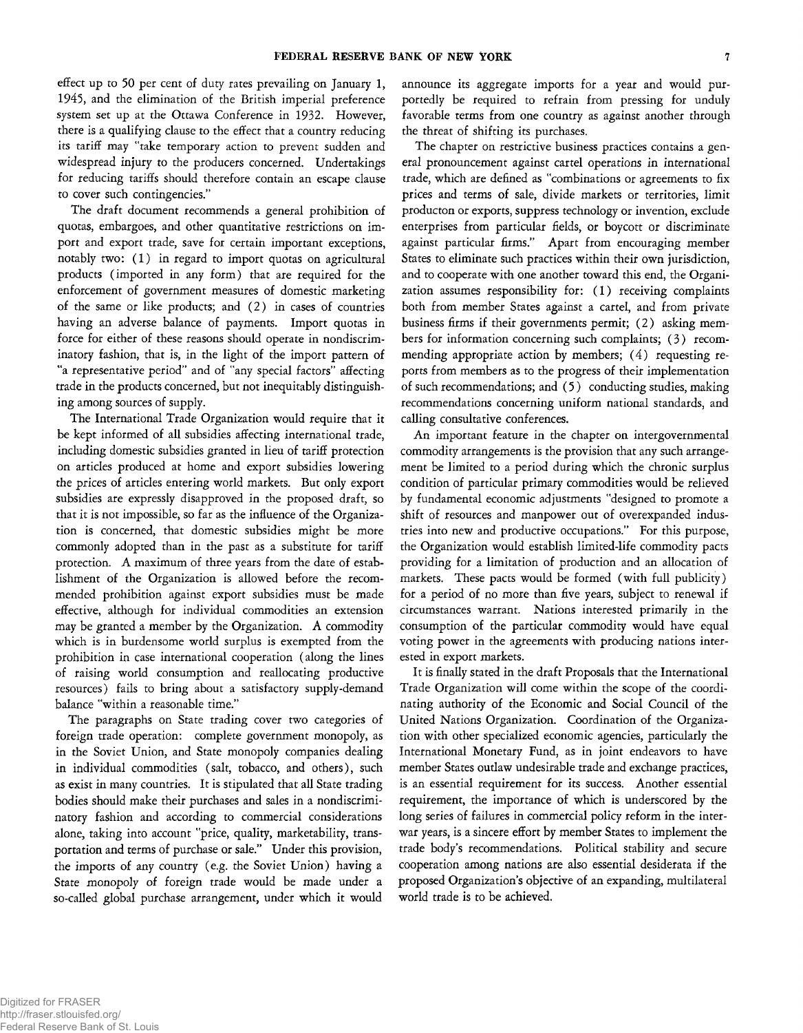effect up to 50 per cent of duty rates prevailing on January 1, 1945, and the elimination of the British imperial preference system set up at the Ottawa Conference in 1932. However, there is a qualifying clause to the effect that a country reducing its tariff may "take temporary action to prevent sudden and widespread injury to the producers concerned. Undertakings for reducing tariffs should therefore contain an escape clause to cover such contingencies."

The draft document recommends a general prohibition of quotas, embargoes, and other quantitative restrictions on import and export trade, save for certain important exceptions, notably two: (1) in regard to import quotas on agricultural products (imported in any form) that are required for the enforcement of government measures of domestic marketing of the same or like products; and (2) in cases of countries having an adverse balance of payments. Import quotas in force for either of these reasons should operate in nondiscriminatory fashion, that is, in the light of the import pattern of "a representative period" and of "any special factors" affecting trade in the products concerned, but not inequitably distinguishing among sources of supply.

The International Trade Organization would require that it be kept informed of all subsidies affecting international trade, including domestic subsidies granted in lieu of tariff protection on articles produced at home and export subsidies lowering the prices of articles entering world markets. But only export subsidies are expressly disapproved in the proposed draft, so that it is not impossible, so far as the influence of the Organization is concerned, that domestic subsidies might be more commonly adopted than in the past as a substitute for tariff protection. A maximum of three years from the date of establishment of the Organization is allowed before the recommended prohibition against export subsidies must be made effective, although for individual commodities an extension may be granted a member by the Organization. A commodity which is in burdensome world surplus is exempted from the prohibition in case international cooperation (along the lines of raising world consumption and reallocating productive resources) fails to bring about a satisfactory supply-demand balance "within a reasonable time."

The paragraphs on State trading cover two categories of foreign trade operation: complete government monopoly, as in the Soviet Union, and State monopoly companies dealing in individual commodities (salt, tobacco, and others), such as exist in many countries. It is stipulated that all State trading bodies should make their purchases and sales in a nondiscriminatory fashion and according to commercial considerations alone, taking into account "price, quality, marketability, transportation and terms of purchase or sale." Under this provision, the imports of any country (e.g. the Soviet Union) having a State monopoly of foreign trade would be made under a so-called global purchase arrangement, under which it would announce its aggregate imports for a year and would purportedly be required to refrain from pressing for unduly favorable terms from one country as against another through the threat of shifting its purchases.

The chapter on restrictive business practices contains a general pronouncement against cartel operations in international trade, which are defined as "combinations or agreements to fix prices and terms of sale, divide markets or territories, limit producton or exports, suppress technology or invention, exclude enterprises from particular fields, or boycott or discriminate against particular firms." Apart from encouraging member States to eliminate such practices within their own jurisdiction, and to cooperate with one another toward this end, the Organization assumes responsibility for: (1) receiving complaints both from member States against a cartel, and from private business firms if their governments permit; (2) asking members for information concerning such complaints; (3) recommending appropriate action by members; (4) requesting reports from members as to the progress of their implementation of such recommendations; and (5) conducting studies, making recommendations concerning uniform national standards, and calling consultative conferences.

An important feature in the chapter on intergovernmental commodity arrangements is the provision that any such arrangement be limited to a period during which the chronic surplus condition of particular primary commodities would be relieved by fundamental economic adjustments "designed to promote a shift of resources and manpower out of overexpanded industries into new and productive occupations." For this purpose, the Organization would establish limited-life commodity pacts providing for a limitation of production and an allocation of markets. These pacts would be formed (with full publicity) for a period of no more than five years, subject to renewal if circumstances warrant. Nations interested primarily in the consumption of the particular commodity would have equal voting power in the agreements with producing nations interested in export markets.

It is finally stated in the draft Proposals that the International Trade Organization will come within the scope of the coordinating authority of the Economic and Social Council of the United Nations Organization. Coordination of the Organization with other specialized economic agencies, particularly the International Monetary Fund, as in joint endeavors to have member States outlaw undesirable trade and exchange practices, is an essential requirement for its success. Another essential requirement, the importance of which is underscored by the long series of failures in commercial policy reform in the interwar years, is a sincere effort by member States to implement the trade body's recommendations. Political stability and secure cooperation among nations are also essential desiderata if the proposed Organization's objective of an expanding, multilateral world trade is to be achieved.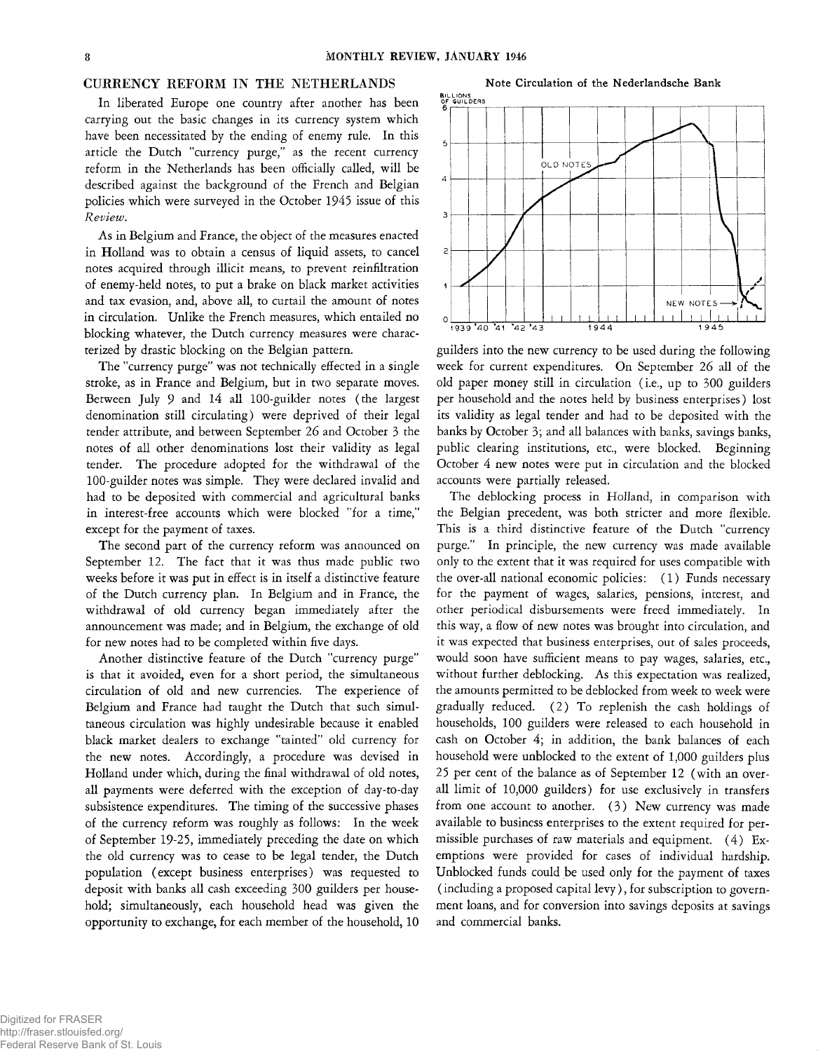## CURRENCY REFORM IN THE NETHERLANDS

In liberated Europe one country after another has been carrying out the basic changes in its currency system which have been necessitated by the ending of enemy rule. In this article the Dutch "currency purge," as the recent currency reform in the Netherlands has been officially called, will be described against the background of the French and Belgian policies which were surveyed in the October 1945 issue of this *Review*.

As in Belgium and France, the object of the measures enacted in Holland was to obtain a census of liquid assets, to cancel notes acquired through illicit means, to prevent reinfiltration of enemy-held notes, to put a brake on black market activities and tax evasion, and, above all, to curtail the amount of notes in circulation. Unlike the French measures, which entailed no blocking whatever, the Dutch currency measures were characterized by drastic blocking on the Belgian pattern.

The "currency purge" was not technically effected in a single stroke, as in France and Belgium, but in two separate moves. Between July 9 and 14 all 100-guilder notes (the largest denomination still circulating) were deprived of their legal tender attribute, and between September 26 and October 3 the notes of all other denominations lost their validity as legal tender. The procedure adopted for the withdrawal of the 100-guilder notes was simple. They were declared invalid and had to be deposited with commercial and agricultural banks in interest-free accounts which were blocked "for a time," except for the payment of taxes.

The second part of the currency reform was announced on September 12. The fact that it was thus made public two weeks before it was put in effect is in itself a distinctive feature of the Dutch currency plan. In Belgium and in France, the withdrawal of old currency began immediately after the announcement was made; and in Belgium, the exchange of old for new notes had to be completed within five days.

Another distinctive feature of the Dutch "currency purge" is that it avoided, even for a short period, the simultaneous circulation of old and new currencies. The experience of Belgium and France had taught the Dutch that such simultaneous circulation was highly undesirable because it enabled black market dealers to exchange "tainted" old currency for the new notes. Accordingly, a procedure was devised in Holland under which, during the final withdrawal of old notes, all payments were deferred with the exception of day-to-day subsistence expenditures. The timing of the successive phases of the currency reform was roughly as follows: In the week of September 19-25, immediately preceding the date on which the old currency was to cease to be legal tender, the Dutch population (except business enterprises) was requested to deposit with banks all cash exceeding 300 guilders per household; simultaneously, each household head was given the opportunity to exchange, for each member of the household, 10 guilders into the new currency to be used during the following week for current expenditures. On September 26 all of the old paper money still in circulation (i.e., up to 300 guilders per household and the notes held by business enterprises) lost its validity as legal tender and had to be deposited with the banks by October 3; and all balances with banks, savings banks, public clearing institutions, etc., were blocked. Beginning October 4 new notes were put in circulation and the blocked accounts were partially released.

**Note Circulation of the Nederlandsche Bank**

The deblocking process in Holland, in comparison with the Belgian precedent, was both stricter and more flexible. This is a third distinctive feature of the Dutch "currency purge." In principle, the new currency was made available only to the extent that it was required for uses compatible with the over-all national economic policies: (1) Funds necessary for the payment of wages, salaries, pensions, interest, and other periodical disbursements were freed immediately. In this way, a flow of new notes was brought into circulation, and it was expected that business enterprises, out of sales proceeds, would soon have sufficient means to pay wages, salaries, etc., without further deblocking. As this expectation was realized, the amounts permitted to be deblocked from week to week were gradually reduced. (2) To replenish the cash holdings of households, 100 guilders were released to each household in cash on October 4; in addition, the bank balances of each household were unblocked to the extent of 1,000 guilders plus 25 per cent of the balance as of September 12 (with an over-all limit of 10,000 guilders) for use exclusively in transfers from one account to another. (3) New currency was made available to business enterprises to the extent required for permissible purchases of raw materials and equipment. (4) Exemptions were provided for cases of individual hardship. Unblocked funds could be used only for the payment of taxes (including a proposed capital levy), for subscription to government loans, and for conversion into savings deposits at savings and commercial banks.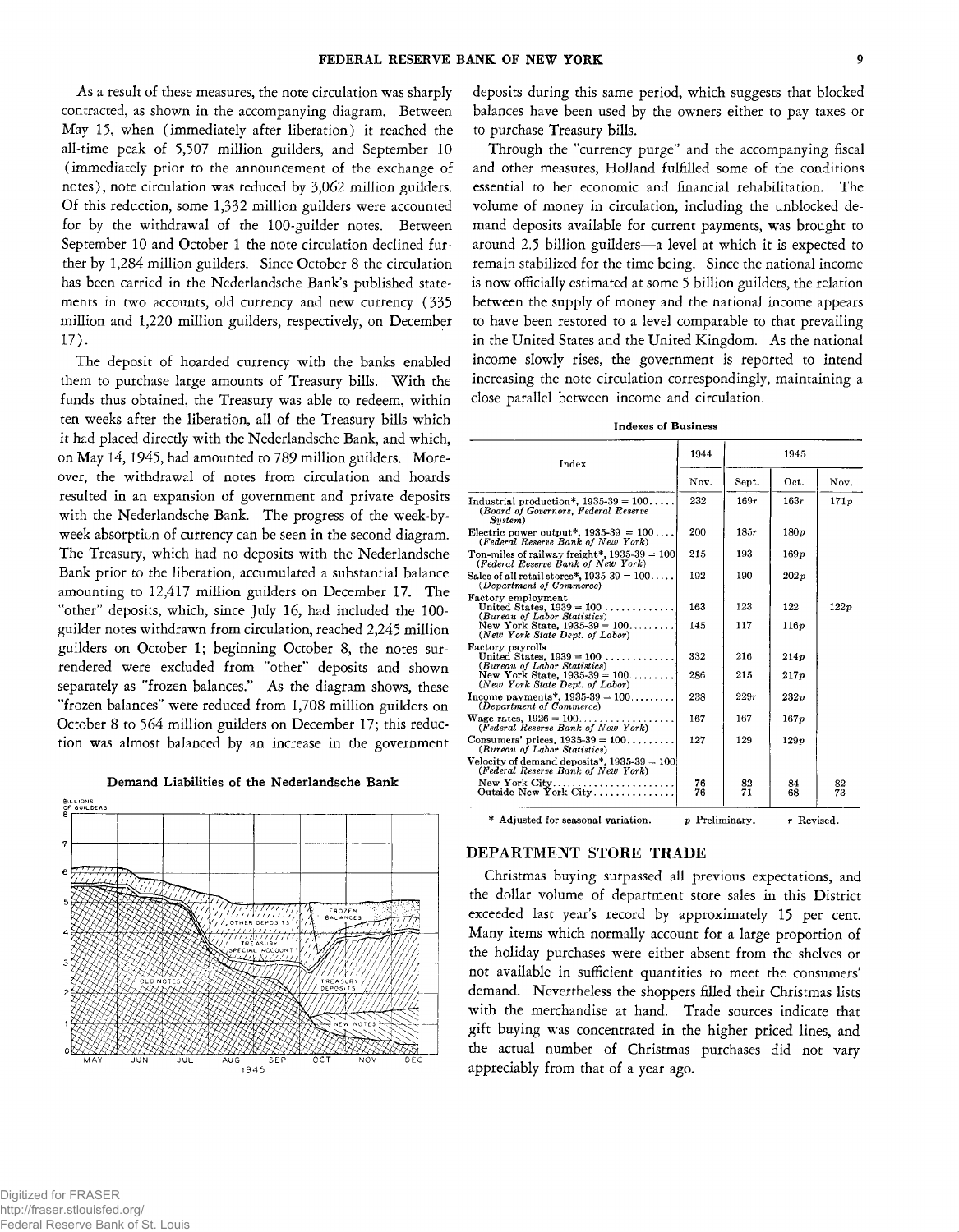As a result of these measures, the note circulation was sharply contracted, as shown in the accompanying diagram. Between May 15, when (immediately after liberation) it reached the all-time peak of 5,507 million guilders, and September 10 (immediately prior to the announcement of the exchange of notes), note circulation was reduced by 3,062 million guilders. Of this reduction, some 1,332 million guilders were accounted for by the withdrawal of the 100-guilder notes. Between September 10 and October 1 the note circulation declined further by 1,284 million guilders. Since October 8 the circulation has been carried in the Nederlandsche Bank's published statements in two accounts, old currency and new currency (335 million and 1,220 million guilders, respectively, on December 17).

The deposit of hoarded currency with the banks enabled them to purchase large amounts of Treasury bills. With the funds thus obtained, the Treasury was able to redeem, within ten weeks after the liberation, all of the Treasury bills which it had placed directly with the Nederlandsche Bank, and which, on May 14, 1945, had amounted to 789 million guilders. Moreover, the withdrawal of notes from circulation and hoards resulted in an expansion of government and private deposits with the Nederlandsche Bank. The progress of the week-by-week absorption of currency can be seen in the second diagram. The Treasury, which had no deposits with the Nederlandsche Bank prior to the liberation, accumulated a substantial balance amounting to 12,417 million guilders on December 17. The "other" deposits, which, since July 16, had included the 100-guilder notes withdrawn from circulation, reached 2,245 million guilders on October 1; beginning October 8, the notes surrendered were excluded from "other" deposits and shown separately as "frozen balances." As the diagram shows, these "frozen balances" were reduced from 1,708 million guilders on October 8 to 564 million guilders on December 17; this reduction was almost balanced by an increase in the government deposits during this same period, which suggests that blocked balances have been used by the owners either to pay taxes or to purchase Treasury bills.

**Demand Liabilities of the Nederlandsche Bank**

Through the "currency purge" and the accompanying fiscal and other measures, Holland fulfilled some of the conditions essential to her economic and financial rehabilitation. The volume of money in circulation, including the unblocked demand deposits available for current payments, was brought to around 2.5 billion guilders—a level at which it is expected to remain stabilized for the time being. Since the national income is now officially estimated at some 5 billion guilders, the relation between the supply of money and the national income appears to have been restored to a level comparable to that prevailing in the United States and the United Kingdom. As the national income slowly rises, the government is reported to intend increasing the note circulation correspondingly, maintaining a close parallel between income and circulation.

**Indexes of Business**

| Index | 1944 | 1945 | | |
|---|---|---|---|---|
| | Nov. | Sept. | Oct. | Nov. |
| Industrial production*, 1935-39 = 100 (*Board of Governors, Federal Reserve System*) | 232 | 169r | 163r | 171p |
| Electric power output*, 1935-39 = 100 (*Federal Reserve Bank of New York*) | 200 | 185r | 180p | |
| Ton-miles of railway freight*, 1935-39 = 100 (*Federal Reserve Bank of New York*) | 215 | 193 | 169p | |
| Sales of all retail stores*, 1935-39 = 100 (*Department of Commerce*) | 192 | 190 | 202p | |
| Factory employment | | | | |
| United States, 1939 = 100 (*Bureau of Labor Statistics*) | 163 | 123 | 122 | 122p |
| New York State, 1935-39 = 100 (*New York State Dept. of Labor*) | 145 | 117 | 116p | |
| Factory payrolls | | | | |
| United States, 1939 = 100 (*Bureau of Labor Statistics*) | 332 | 216 | 214p | |
| New York State, 1935-39 = 100 (*New York State Dept. of Labor*) | 286 | 215 | 217p | |
| Income payments*, 1935-39 = 100 (*Department of Commerce*) | 238 | 229r | 232p | |
| Wage rates, 1926 = 100 (*Federal Reserve Bank of New York*) | 167 | 167 | 167p | |
| Consumers' prices, 1935-39 = 100 (*Bureau of Labor Statistics*) | 127 | 129 | 129p | |
| Velocity of demand deposits*, 1935-39 = 100 (*Federal Reserve Bank of New York*) | | | | |
| New York City | 76 | 82 | 84 | 82 |
| Outside New York City | 76 | 71 | 68 | 73 |

\* Adjusted for seasonal variation. p Preliminary. r Revised.

## DEPARTMENT STORE TRADE

Christmas buying surpassed all previous expectations, and the dollar volume of department store sales in this District exceeded last year's record by approximately 15 per cent. Many items which normally account for a large proportion of the holiday purchases were either absent from the shelves or not available in sufficient quantities to meet the consumers' demand. Nevertheless the shoppers filled their Christmas lists with the merchandise at hand. Trade sources indicate that gift buying was concentrated in the higher priced lines, and the actual number of Christmas purchases did not vary appreciably from that of a year ago.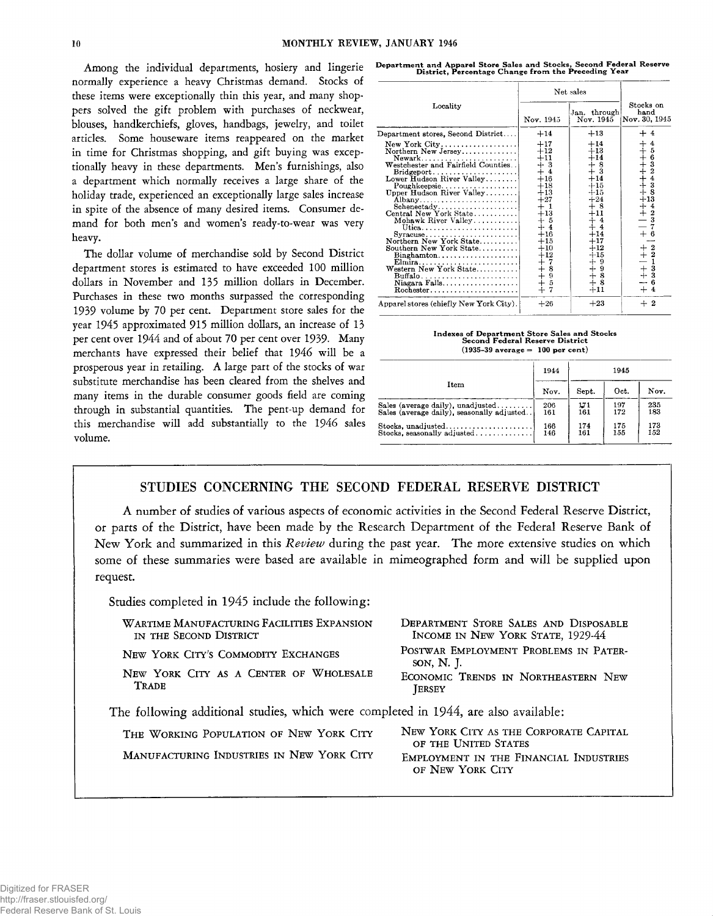Among the individual departments, hosiery and lingerie normally experience a heavy Christmas demand. Stocks of these items were exceptionally thin this year, and many shoppers solved the gift problem with purchases of neckwear, blouses, handkerchiefs, gloves, handbags, jewelry, and toilet articles. Some houseware items reappeared on the market in time for Christmas shopping, and gift buying was exceptionally heavy in these departments. Men's furnishings, also a department which normally receives a large share of the holiday trade, experienced an exceptionally large sales increase in spite of the absence of many desired items. Consumer demand for both men's and women's ready-to-wear was very heavy.

The dollar volume of merchandise sold by Second District department stores is estimated to have exceeded 100 million dollars in November and 135 million dollars in December. Purchases in these two months surpassed the corresponding 1939 volume by 70 per cent. Department store sales for the year 1945 approximated 915 million dollars, an increase of 13 per cent over 1944 and of about 70 per cent over 1939. Many merchants have expressed their belief that 1946 will be a prosperous year in retailing. A large part of the stocks of war substitute merchandise has been cleared from the shelves and many items in the durable consumer goods field are coming through in substantial quantities. The pent-up demand for this merchandise will add substantially to the 1946 sales volume.

**Department and Apparel Store Sales and Stocks, Second Federal Reserve District, Percentage Change from the Preceding Year**

| Locality | Net sales | | Stocks on hand Nov. 30, 1945 |
|---|---|---|---|
| | Nov. 1945 | Jan. through Nov. 1945 | |
| Department stores, Second District | +14 | +13 | + 4 |
| New York City | +17 | +14 | + 4 |
| Northern New Jersey | +12 | +13 | + 5 |
| Newark | +11 | +14 | + 6 |
| Westchester and Fairfield Counties | + 3 | + 8 | + 3 |
| Bridgeport | + 4 | + 3 | + 2 |
| Lower Hudson River Valley | +16 | +14 | + 4 |
| Poughkeepsie | +18 | +15 | + 3 |
| Upper Hudson River Valley | +13 | +15 | + 8 |
| Albany | +27 | +24 | +13 |
| Schenectady | + 1 | + 8 | + 4 |
| Central New York State | +13 | +11 | + 2 |
| Mohawk River Valley | + 5 | + 4 | − 3 |
| Utica | + 4 | + 4 | − 7 |
| Syracuse | +16 | +14 | + 6 |
| Northern New York State | +15 | +17 | — |
| Southern New York State | +10 | +12 | + 2 |
| Binghamton | +12 | +15 | + 2 |
| Elmira | + 7 | + 9 | − 1 |
| Western New York State | + 8 | + 9 | + 3 |
| Buffalo | + 9 | + 8 | + 3 |
| Niagara Falls | + 5 | + 8 | − 6 |
| Rochester | + 7 | +11 | + 4 |
| Apparel stores (chiefly New York City) | +26 | +23 | + 2 |

**Indexes of Department Store Sales and Stocks Second Federal Reserve District**
(1935-39 average = 100 per cent)

| Item | 1944 | 1945 | | |
|---|---|---|---|---|
| | Nov. | Sept. | Oct. | Nov. |
| Sales (average daily), unadjusted | 206 | 171 | 197 | 235 |
| Sales (average daily), seasonally adjusted | 161 | 161 | 172 | 183 |
| Stocks, unadjusted | 166 | 174 | 175 | 173 |
| Stocks, seasonally adjusted | 146 | 161 | 155 | 152 |

## STUDIES CONCERNING THE SECOND FEDERAL RESERVE DISTRICT

A number of studies of various aspects of economic activities in the Second Federal Reserve District, or parts of the District, have been made by the Research Department of the Federal Reserve Bank of New York and summarized in this *Review* during the past year. The more extensive studies on which some of these summaries were based are available in mimeographed form and will be supplied upon request.

Studies completed in 1945 include the following:

- WARTIME MANUFACTURING FACILITIES EXPANSION IN THE SECOND DISTRICT
- NEW YORK CITY'S COMMODITY EXCHANGES
- NEW YORK CITY AS A CENTER OF WHOLESALE TRADE
- DEPARTMENT STORE SALES AND DISPOSABLE INCOME IN NEW YORK STATE, 1929-44
- POSTWAR EMPLOYMENT PROBLEMS IN PATERSON, N. J.
- ECONOMIC TRENDS IN NORTHEASTERN NEW JERSEY

The following additional studies, which were completed in 1944, are also available:

- THE WORKING POPULATION OF NEW YORK CITY
- MANUFACTURING INDUSTRIES IN NEW YORK CITY
- NEW YORK CITY AS THE CORPORATE CAPITAL OF THE UNITED STATES
- EMPLOYMENT IN THE FINANCIAL INDUSTRIES OF NEW YORK CITY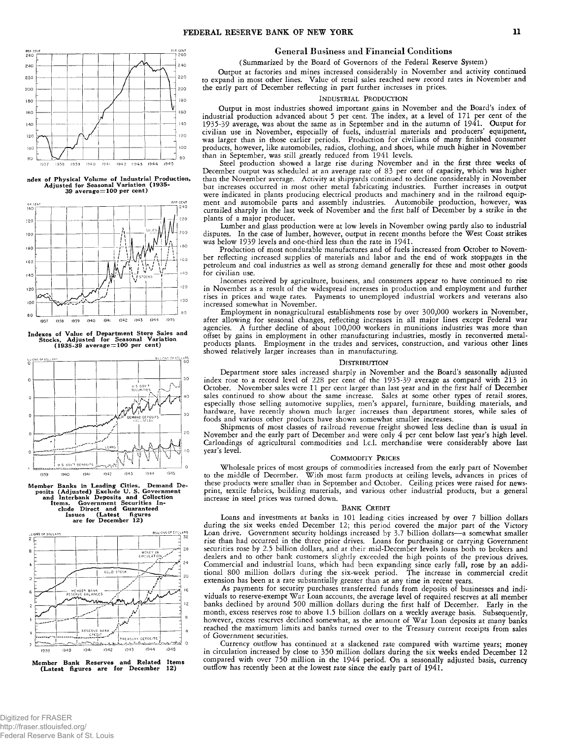PER CENT 260 240 220 200 180 160 140 120 100 80
1937 1938 1939 1940 1941 1942 1943 1944 1945

Index of Physical Volume of Industrial Production, Adjusted for Seasonal Variation (1935-39 average=100 per cent)

PER CENT 240 220 200 180 160 140 120 100 80
SALES
STOCKS
1937 1938 1939 1940 1941 1942 1943 1944 1945

Indexes of Value of Department Store Sales and Stocks, Adjusted for Seasonal Variation (1935-39 average=100 per cent)

BILLIONS OF DOLLARS 60 50 40 30 20 10 0
U.S. GOV'T SECURITIES
DEMAND DEPOSITS (ADJUSTED)
LOANS
U.S. GOV'T DEPOSITS
1939 1940 1941 1942 1943 1944 1945

Member Banks in Leading Cities. Demand Deposits (Adjusted) Exclude U. S. Government and Interbank Deposits and Collection Items. Government Securities Include Direct and Guaranteed Issues (Latest figures are for December 12)

BILLIONS OF DOLLARS 32 28 24 20 16 12 8 4 0
MONEY IN CIRCULATION
GOLD STOCK
MEMBER BANK RESERVE BALANCES
RESERVE BANK CREDIT
TREASURY DEPOSITS
1939 1940 1941 1942 1943 1944 1945

Member Bank Reserves and Related Items (Latest figures are for December 12)

## General Business and Financial Conditions

(Summarized by the Board of Governors of the Federal Reserve System)

Output at factories and mines increased considerably in November and activity continued to expand in most other lines. Value of retail sales reached new record rates in November and the early part of December reflecting in part further increases in prices.

### Industrial Production

Output in most industries showed important gains in November and the Board's index of industrial production advanced about 5 per cent. The index, at a level of 171 per cent of the 1935-39 average, was about the same as in September and in the autumn of 1941. Output for civilian use in November, especially of fuels, industrial materials and producers' equipment, was larger than in those earlier periods. Production for civilians of many finished consumer products, however, like automobiles, radios, clothing, and shoes, while much higher in November than in September, was still greatly reduced from 1941 levels.

Steel production showed a large rise during November and in the first three weeks of December output was scheduled at an average rate of 83 per cent of capacity, which was higher than the November average. Activity at shipyards continued to decline considerably in November but increases occurred in most other metal fabricating industries. Further increases in output were indicated in plants producing electrical products and machinery and in the railroad equipment and automobile parts and assembly industries. Automobile production, however, was curtailed sharply in the last week of November and the first half of December by a strike in the plants of a major producer.

Lumber and glass production were at low levels in November owing partly also to industrial disputes. In the case of lumber, however, output in recent months before the West Coast strikes was below 1939 levels and one-third less than the rate in 1941.

Production of most nondurable manufactures and of fuels increased from October to November reflecting increased supplies of materials and labor and the end of work stoppages in the petroleum and coal industries as well as strong demand generally for these and most other goods for civilian use.

Incomes received by agriculture, business, and consumers appear to have continued to rise in November as a result of the widespread increases in production and employment and further rises in prices and wage rates. Payments to unemployed industrial workers and veterans also increased somewhat in November.

Employment in nonagricultural establishments rose by over 300,000 workers in November, after allowing for seasonal changes, reflecting increases in all major lines except Federal war agencies. A further decline of about 100,000 workers in munitions industries was more than offset by gains in employment in other manufacturing industries, mostly in reconverted metal-products plants. Employment in the trades and services, construction, and various other lines showed relatively larger increases than in manufacturing.

### Distribution

Department store sales increased sharply in November and the Board's seasonally adjusted index rose to a record level of 228 per cent of the 1935-39 average as compard with 213 in October. November sales were 11 per cent larger than last year and in the first half of December sales continued to show about the same increase. Sales at some other types of retail stores, especially those selling automotive supplies, men's apparel, furniture, building materials, and hardware, have recently shown much larger increases than department stores, while sales of foods and various other products have shown somewhat smaller increases.

Shipments of most classes of railroad revenue freight showed less decline than is usual in November and the early part of December and were only 4 per cent below last year's high level. Carloadings of agricultural commodities and l.c.l. merchandise were considerably above last year's level.

### Commodity Prices

Wholesale prices of most groups of commodities increased from the early part of November to the middle of December. With most farm products at ceiling levels, advances in prices of these products were smaller than in September and October. Ceiling prices were raised for newsprint, textile fabrics, building materials, and various other industrial products, but a general increase in steel prices was turned down.

### Bank Credit

Loans and investments at banks in 101 leading cities increased by over 7 billion dollars during the six weeks ended December 12; this period covered the major part of the Victory Loan drive. Government security holdings increased by 3.7 billion dollars—a somewhat smaller rise than had occurred in the three prior drives. Loans for purchasing or carrying Government securities rose by 2.5 billion dollars, and at their mid-December levels loans both to brokers and dealers and to other bank customers slightly exceeded the high points of the previous drives. Commercial and industrial loans, which had been expanding since early fall, rose by an additional 800 million dollars during the six-week period. The increase in commercial credit extension has been at a rate substantially greater than at any time in recent years.

As payments for security purchases transferred funds from deposits of businesses and individuals to reserve-exempt War Loan accounts, the average level of required reserves at all member banks declined by around 500 million dollars during the first half of December. Early in the month, excess reserves rose to above 1.5 billion dollars on a weekly average basis. Subsequently, however, excess reserves declined somewhat, as the amount of War Loan deposits at many banks reached the maximum limits and banks turned over to the Treasury current receipts from sales of Government securities.

Currency outflow has continued at a slackened rate compared with wartime years; money in circulation increased by close to 350 million dollars during the six weeks ended December 12 compared with over 750 million in the 1944 period. On a seasonally adjusted basis, currency outflow has recently been at the lowest rate since the early part of 1941.